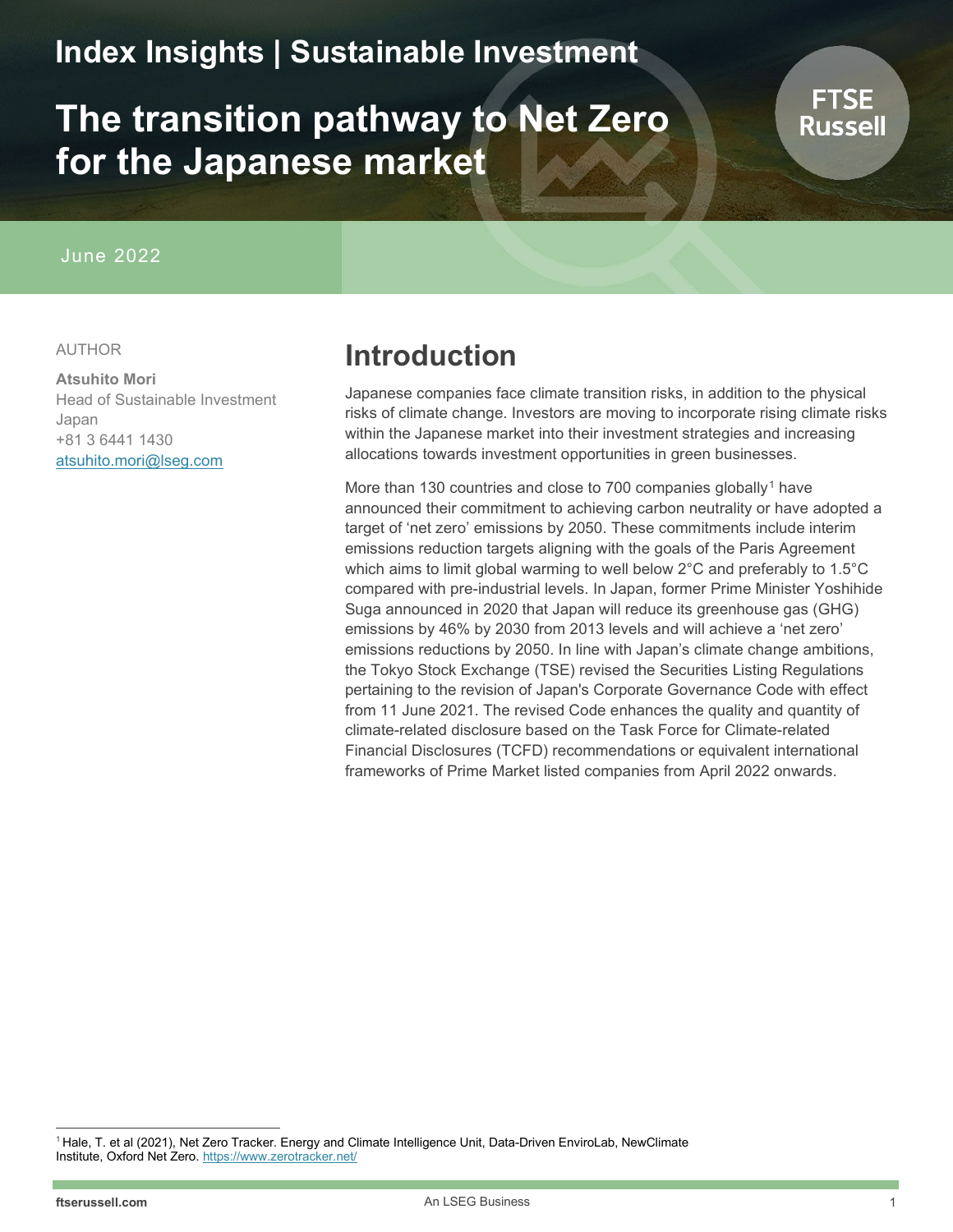Index Insights | Sustainable Investment

# The transition pathway to Net Zero for the Japanese market

June 2022

AUTHOR

**Atsuhito Mori**
Head of Sustainable Investment Japan
+81 3 6441 1430
atsuhito.mori@lseg.com

## Introduction

Japanese companies face climate transition risks, in addition to the physical risks of climate change. Investors are moving to incorporate rising climate risks within the Japanese market into their investment strategies and increasing allocations towards investment opportunities in green businesses.

More than 130 countries and close to 700 companies globally[1] have announced their commitment to achieving carbon neutrality or have adopted a target of 'net zero' emissions by 2050. These commitments include interim emissions reduction targets aligning with the goals of the Paris Agreement which aims to limit global warming to well below 2°C and preferably to 1.5°C compared with pre-industrial levels. In Japan, former Prime Minister Yoshihide Suga announced in 2020 that Japan will reduce its greenhouse gas (GHG) emissions by 46% by 2030 from 2013 levels and will achieve a 'net zero' emissions reductions by 2050. In line with Japan's climate change ambitions, the Tokyo Stock Exchange (TSE) revised the Securities Listing Regulations pertaining to the revision of Japan's Corporate Governance Code with effect from 11 June 2021. The revised Code enhances the quality and quantity of climate-related disclosure based on the Task Force for Climate-related Financial Disclosures (TCFD) recommendations or equivalent international frameworks of Prime Market listed companies from April 2022 onwards.

[1] Hale, T. et al (2021), Net Zero Tracker. Energy and Climate Intelligence Unit, Data-Driven EnviroLab, NewClimate Institute, Oxford Net Zero. https://www.zerotracker.net/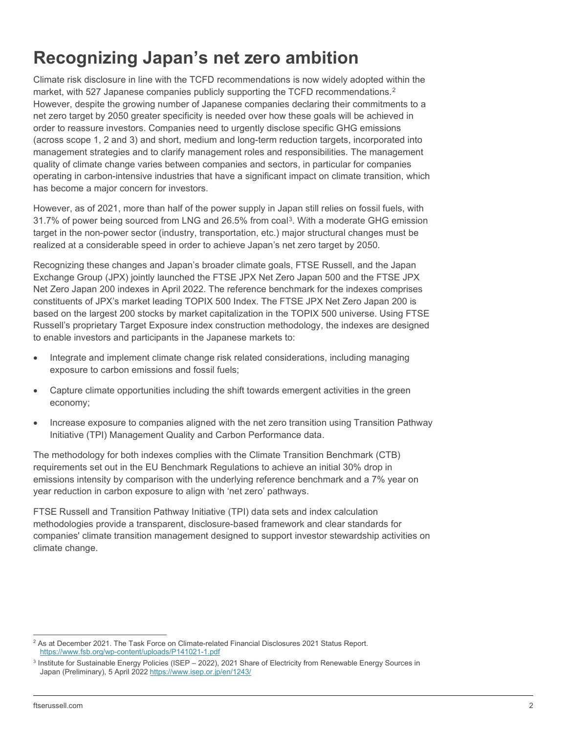# Recognizing Japan's net zero ambition

Climate risk disclosure in line with the TCFD recommendations is now widely adopted within the market, with 527 Japanese companies publicly supporting the TCFD recommendations.[2] However, despite the growing number of Japanese companies declaring their commitments to a net zero target by 2050 greater specificity is needed over how these goals will be achieved in order to reassure investors. Companies need to urgently disclose specific GHG emissions (across scope 1, 2 and 3) and short, medium and long-term reduction targets, incorporated into management strategies and to clarify management roles and responsibilities. The management quality of climate change varies between companies and sectors, in particular for companies operating in carbon-intensive industries that have a significant impact on climate transition, which has become a major concern for investors.

However, as of 2021, more than half of the power supply in Japan still relies on fossil fuels, with 31.7% of power being sourced from LNG and 26.5% from coal[3]. With a moderate GHG emission target in the non-power sector (industry, transportation, etc.) major structural changes must be realized at a considerable speed in order to achieve Japan's net zero target by 2050.

Recognizing these changes and Japan's broader climate goals, FTSE Russell, and the Japan Exchange Group (JPX) jointly launched the FTSE JPX Net Zero Japan 500 and the FTSE JPX Net Zero Japan 200 indexes in April 2022. The reference benchmark for the indexes comprises constituents of JPX's market leading TOPIX 500 Index. The FTSE JPX Net Zero Japan 200 is based on the largest 200 stocks by market capitalization in the TOPIX 500 universe. Using FTSE Russell's proprietary Target Exposure index construction methodology, the indexes are designed to enable investors and participants in the Japanese markets to:

- Integrate and implement climate change risk related considerations, including managing exposure to carbon emissions and fossil fuels;
- Capture climate opportunities including the shift towards emergent activities in the green economy;
- Increase exposure to companies aligned with the net zero transition using Transition Pathway Initiative (TPI) Management Quality and Carbon Performance data.

The methodology for both indexes complies with the Climate Transition Benchmark (CTB) requirements set out in the EU Benchmark Regulations to achieve an initial 30% drop in emissions intensity by comparison with the underlying reference benchmark and a 7% year on year reduction in carbon exposure to align with 'net zero' pathways.

FTSE Russell and Transition Pathway Initiative (TPI) data sets and index calculation methodologies provide a transparent, disclosure-based framework and clear standards for companies' climate transition management designed to support investor stewardship activities on climate change.

---

[2] As at December 2021. The Task Force on Climate-related Financial Disclosures 2021 Status Report. https://www.fsb.org/wp-content/uploads/P141021-1.pdf

[3] Institute for Sustainable Energy Policies (ISEP – 2022), 2021 Share of Electricity from Renewable Energy Sources in Japan (Preliminary), 5 April 2022 https://www.isep.or.jp/en/1243/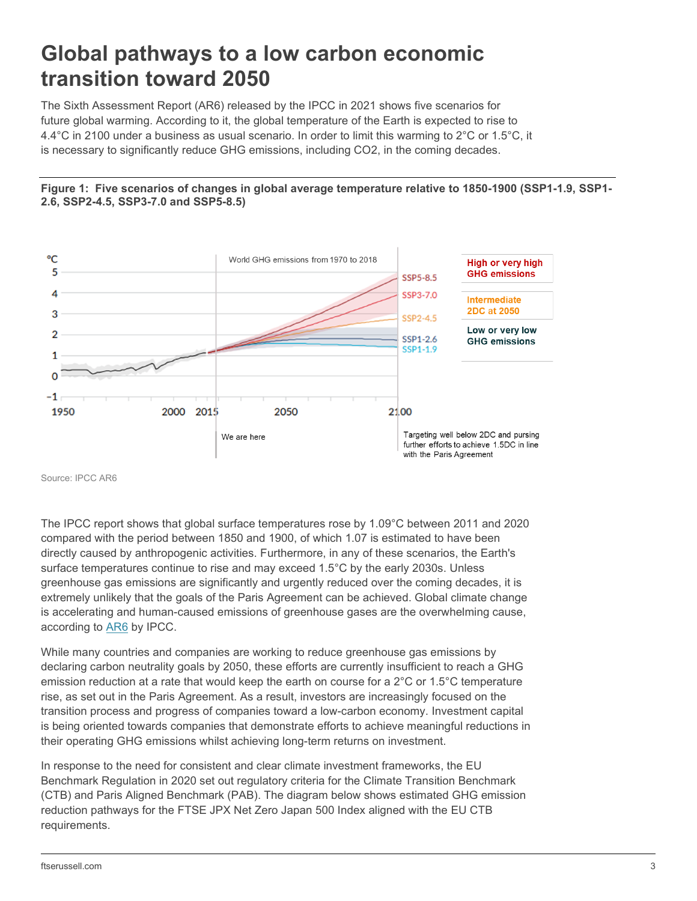# Global pathways to a low carbon economic transition toward 2050

The Sixth Assessment Report (AR6) released by the IPCC in 2021 shows five scenarios for future global warming. According to it, the global temperature of the Earth is expected to rise to 4.4°C in 2100 under a business as usual scenario. In order to limit this warming to 2°C or 1.5°C, it is necessary to significantly reduce GHG emissions, including CO2, in the coming decades.

**Figure 1: Five scenarios of changes in global average temperature relative to 1850-1900 (SSP1-1.9, SSP1-2.6, SSP2-4.5, SSP3-7.0 and SSP5-8.5)**

Source: IPCC AR6

The IPCC report shows that global surface temperatures rose by 1.09°C between 2011 and 2020 compared with the period between 1850 and 1900, of which 1.07 is estimated to have been directly caused by anthropogenic activities. Furthermore, in any of these scenarios, the Earth's surface temperatures continue to rise and may exceed 1.5°C by the early 2030s. Unless greenhouse gas emissions are significantly and urgently reduced over the coming decades, it is extremely unlikely that the goals of the Paris Agreement can be achieved. Global climate change is accelerating and human-caused emissions of greenhouse gases are the overwhelming cause, according to AR6 by IPCC.

While many countries and companies are working to reduce greenhouse gas emissions by declaring carbon neutrality goals by 2050, these efforts are currently insufficient to reach a GHG emission reduction at a rate that would keep the earth on course for a 2°C or 1.5°C temperature rise, as set out in the Paris Agreement. As a result, investors are increasingly focused on the transition process and progress of companies toward a low-carbon economy. Investment capital is being oriented towards companies that demonstrate efforts to achieve meaningful reductions in their operating GHG emissions whilst achieving long-term returns on investment.

In response to the need for consistent and clear climate investment frameworks, the EU Benchmark Regulation in 2020 set out regulatory criteria for the Climate Transition Benchmark (CTB) and Paris Aligned Benchmark (PAB). The diagram below shows estimated GHG emission reduction pathways for the FTSE JPX Net Zero Japan 500 Index aligned with the EU CTB requirements.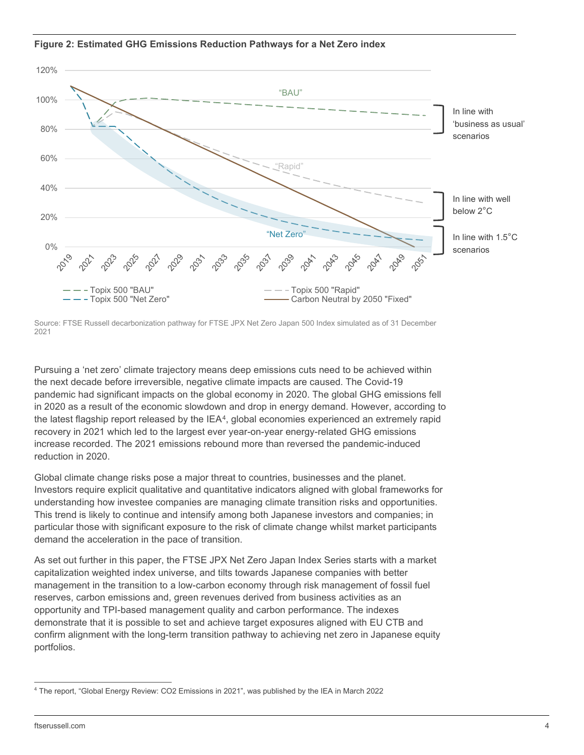**Figure 2: Estimated GHG Emissions Reduction Pathways for a Net Zero index**

Source: FTSE Russell decarbonization pathway for FTSE JPX Net Zero Japan 500 Index simulated as of 31 December 2021

Pursuing a 'net zero' climate trajectory means deep emissions cuts need to be achieved within the next decade before irreversible, negative climate impacts are caused. The Covid-19 pandemic had significant impacts on the global economy in 2020. The global GHG emissions fell in 2020 as a result of the economic slowdown and drop in energy demand. However, according to the latest flagship report released by the IEA[4], global economies experienced an extremely rapid recovery in 2021 which led to the largest ever year-on-year energy-related GHG emissions increase recorded. The 2021 emissions rebound more than reversed the pandemic-induced reduction in 2020.

Global climate change risks pose a major threat to countries, businesses and the planet. Investors require explicit qualitative and quantitative indicators aligned with global frameworks for understanding how investee companies are managing climate transition risks and opportunities. This trend is likely to continue and intensify among both Japanese investors and companies; in particular those with significant exposure to the risk of climate change whilst market participants demand the acceleration in the pace of transition.

As set out further in this paper, the FTSE JPX Net Zero Japan Index Series starts with a market capitalization weighted index universe, and tilts towards Japanese companies with better management in the transition to a low-carbon economy through risk management of fossil fuel reserves, carbon emissions and, green revenues derived from business activities as an opportunity and TPI-based management quality and carbon performance. The indexes demonstrate that it is possible to set and achieve target exposures aligned with EU CTB and confirm alignment with the long-term transition pathway to achieving net zero in Japanese equity portfolios.

[4] The report, "Global Energy Review: CO2 Emissions in 2021", was published by the IEA in March 2022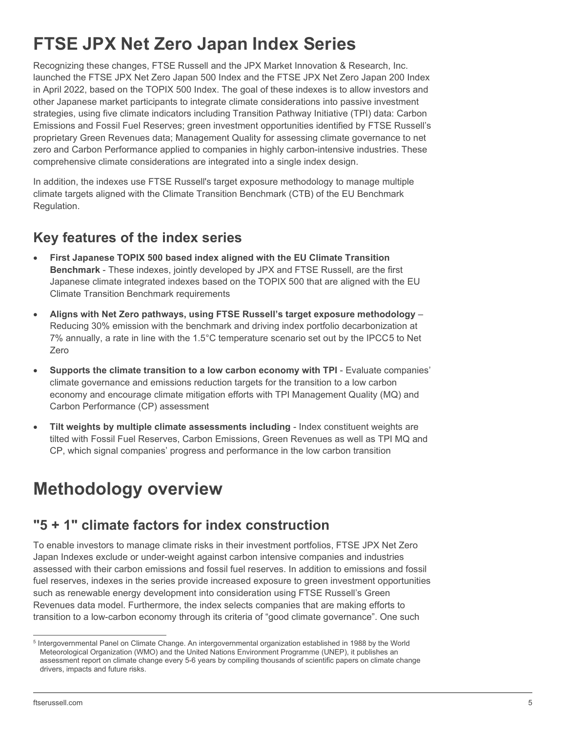# FTSE JPX Net Zero Japan Index Series

Recognizing these changes, FTSE Russell and the JPX Market Innovation & Research, Inc. launched the FTSE JPX Net Zero Japan 500 Index and the FTSE JPX Net Zero Japan 200 Index in April 2022, based on the TOPIX 500 Index. The goal of these indexes is to allow investors and other Japanese market participants to integrate climate considerations into passive investment strategies, using five climate indicators including Transition Pathway Initiative (TPI) data: Carbon Emissions and Fossil Fuel Reserves; green investment opportunities identified by FTSE Russell's proprietary Green Revenues data; Management Quality for assessing climate governance to net zero and Carbon Performance applied to companies in highly carbon-intensive industries. These comprehensive climate considerations are integrated into a single index design.

In addition, the indexes use FTSE Russell's target exposure methodology to manage multiple climate targets aligned with the Climate Transition Benchmark (CTB) of the EU Benchmark Regulation.

## Key features of the index series

- **First Japanese TOPIX 500 based index aligned with the EU Climate Transition Benchmark** - These indexes, jointly developed by JPX and FTSE Russell, are the first Japanese climate integrated indexes based on the TOPIX 500 that are aligned with the EU Climate Transition Benchmark requirements
- **Aligns with Net Zero pathways, using FTSE Russell's target exposure methodology** – Reducing 30% emission with the benchmark and driving index portfolio decarbonization at 7% annually, a rate in line with the 1.5°C temperature scenario set out by the IPCC[5] to Net Zero
- **Supports the climate transition to a low carbon economy with TPI** - Evaluate companies' climate governance and emissions reduction targets for the transition to a low carbon economy and encourage climate mitigation efforts with TPI Management Quality (MQ) and Carbon Performance (CP) assessment
- **Tilt weights by multiple climate assessments including** - Index constituent weights are tilted with Fossil Fuel Reserves, Carbon Emissions, Green Revenues as well as TPI MQ and CP, which signal companies' progress and performance in the low carbon transition

# Methodology overview

## "5 + 1" climate factors for index construction

To enable investors to manage climate risks in their investment portfolios, FTSE JPX Net Zero Japan Indexes exclude or under-weight against carbon intensive companies and industries assessed with their carbon emissions and fossil fuel reserves. In addition to emissions and fossil fuel reserves, indexes in the series provide increased exposure to green investment opportunities such as renewable energy development into consideration using FTSE Russell's Green Revenues data model. Furthermore, the index selects companies that are making efforts to transition to a low-carbon economy through its criteria of "good climate governance". One such

---

[5] Intergovernmental Panel on Climate Change. An intergovernmental organization established in 1988 by the World Meteorological Organization (WMO) and the United Nations Environment Programme (UNEP), it publishes an assessment report on climate change every 5-6 years by compiling thousands of scientific papers on climate change drivers, impacts and future risks.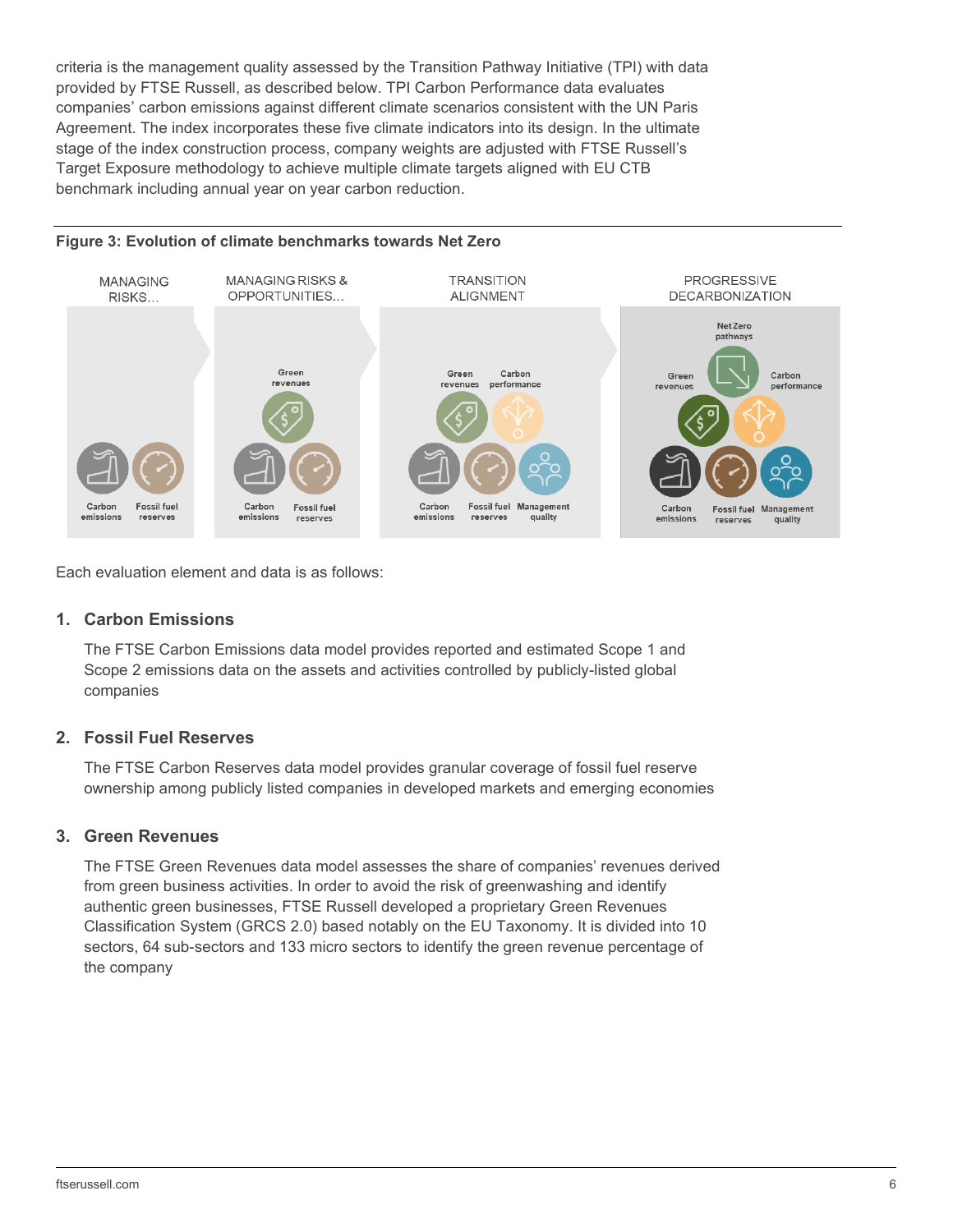criteria is the management quality assessed by the Transition Pathway Initiative (TPI) with data provided by FTSE Russell, as described below. TPI Carbon Performance data evaluates companies' carbon emissions against different climate scenarios consistent with the UN Paris Agreement. The index incorporates these five climate indicators into its design. In the ultimate stage of the index construction process, company weights are adjusted with FTSE Russell's Target Exposure methodology to achieve multiple climate targets aligned with EU CTB benchmark including annual year on year carbon reduction.

**Figure 3: Evolution of climate benchmarks towards Net Zero**

Each evaluation element and data is as follows:

### 1. Carbon Emissions

The FTSE Carbon Emissions data model provides reported and estimated Scope 1 and Scope 2 emissions data on the assets and activities controlled by publicly-listed global companies

### 2. Fossil Fuel Reserves

The FTSE Carbon Reserves data model provides granular coverage of fossil fuel reserve ownership among publicly listed companies in developed markets and emerging economies

### 3. Green Revenues

The FTSE Green Revenues data model assesses the share of companies' revenues derived from green business activities. In order to avoid the risk of greenwashing and identify authentic green businesses, FTSE Russell developed a proprietary Green Revenues Classification System (GRCS 2.0) based notably on the EU Taxonomy. It is divided into 10 sectors, 64 sub-sectors and 133 micro sectors to identify the green revenue percentage of the company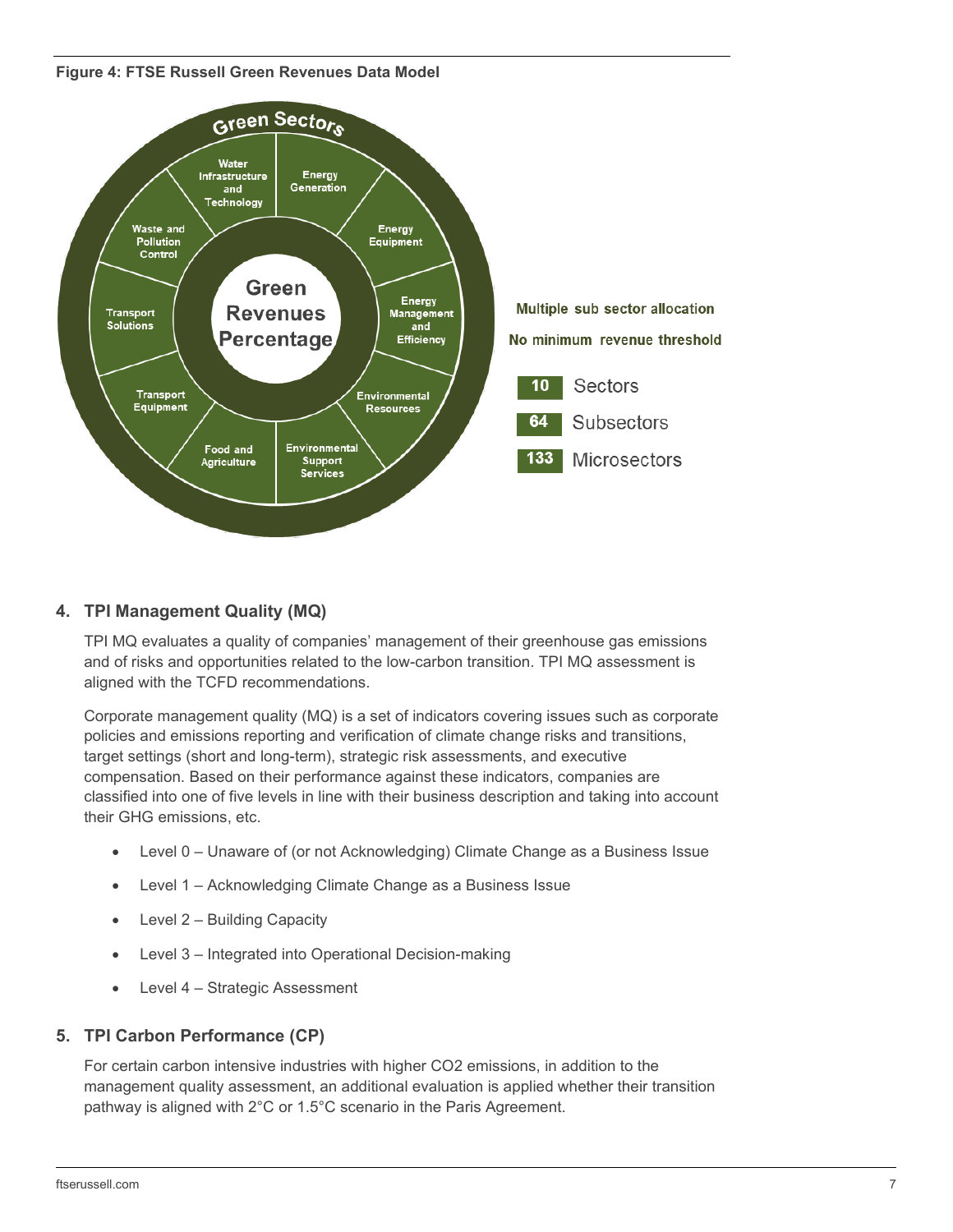**Figure 4: FTSE Russell Green Revenues Data Model**

Green Sectors

Green Revenues Percentage

- Water Infrastructure and Technology
- Energy Generation
- Energy Equipment
- Energy Management and Efficiency
- Environmental Resources
- Environmental Support Services
- Food and Agriculture
- Transport Equipment
- Transport Solutions
- Waste and Pollution Control

Multiple sub sector allocation

No minimum revenue threshold

| | |
|---|---|
| 10 | Sectors |
| 64 | Subsectors |
| 133 | Microsectors |

## 4. TPI Management Quality (MQ)

TPI MQ evaluates a quality of companies' management of their greenhouse gas emissions and of risks and opportunities related to the low-carbon transition. TPI MQ assessment is aligned with the TCFD recommendations.

Corporate management quality (MQ) is a set of indicators covering issues such as corporate policies and emissions reporting and verification of climate change risks and transitions, target settings (short and long-term), strategic risk assessments, and executive compensation. Based on their performance against these indicators, companies are classified into one of five levels in line with their business description and taking into account their GHG emissions, etc.

- Level 0 – Unaware of (or not Acknowledging) Climate Change as a Business Issue
- Level 1 – Acknowledging Climate Change as a Business Issue
- Level 2 – Building Capacity
- Level 3 – Integrated into Operational Decision-making
- Level 4 – Strategic Assessment

## 5. TPI Carbon Performance (CP)

For certain carbon intensive industries with higher $CO_2$ emissions, in addition to the management quality assessment, an additional evaluation is applied whether their transition pathway is aligned with 2°C or 1.5°C scenario in the Paris Agreement.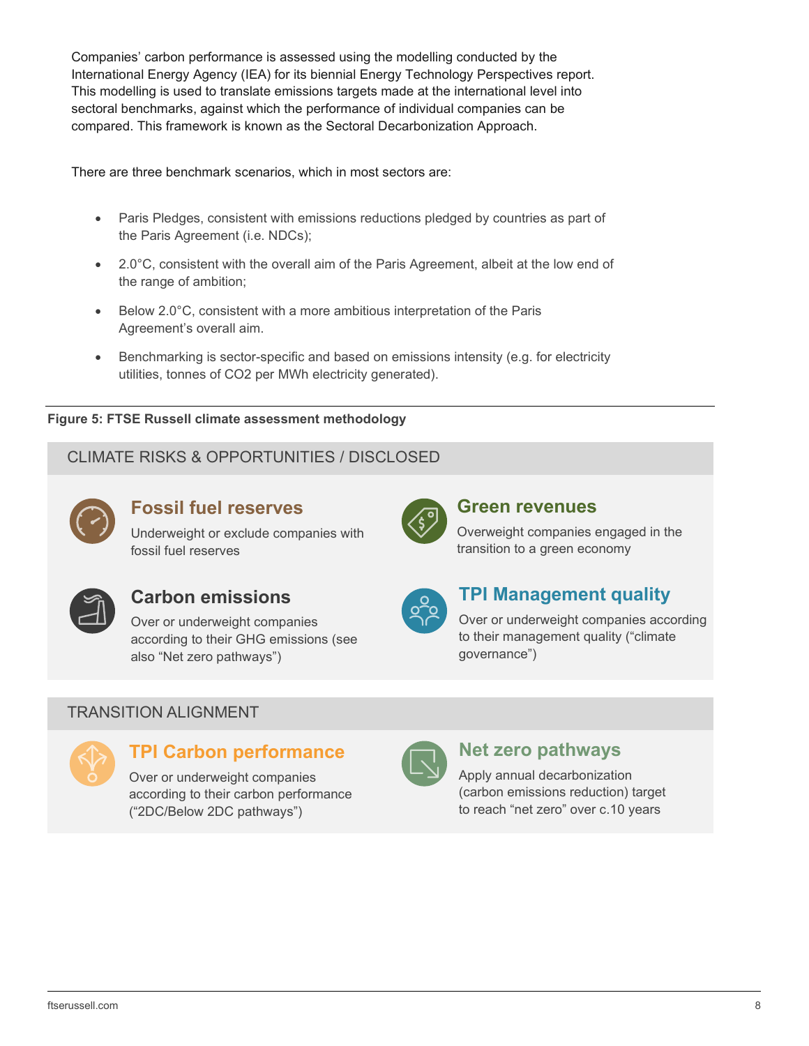Companies' carbon performance is assessed using the modelling conducted by the International Energy Agency (IEA) for its biennial Energy Technology Perspectives report. This modelling is used to translate emissions targets made at the international level into sectoral benchmarks, against which the performance of individual companies can be compared. This framework is known as the Sectoral Decarbonization Approach.

There are three benchmark scenarios, which in most sectors are:

- Paris Pledges, consistent with emissions reductions pledged by countries as part of the Paris Agreement (i.e. NDCs);
- 2.0°C, consistent with the overall aim of the Paris Agreement, albeit at the low end of the range of ambition;
- Below 2.0°C, consistent with a more ambitious interpretation of the Paris Agreement's overall aim.
- Benchmarking is sector-specific and based on emissions intensity (e.g. for electricity utilities, tonnes of $CO_2$ per MWh electricity generated).

**Figure 5: FTSE Russell climate assessment methodology**

CLIMATE RISKS & OPPORTUNITIES / DISCLOSED

**Fossil fuel reserves**

Underweight or exclude companies with fossil fuel reserves

**Green revenues**

Overweight companies engaged in the transition to a green economy

**Carbon emissions**

Over or underweight companies according to their GHG emissions (see also "Net zero pathways")

**TPI Management quality**

Over or underweight companies according to their management quality ("climate governance")

TRANSITION ALIGNMENT

**TPI Carbon performance**

Over or underweight companies according to their carbon performance ("2DC/Below 2DC pathways")

**Net zero pathways**

Apply annual decarbonization (carbon emissions reduction) target to reach "net zero" over c.10 years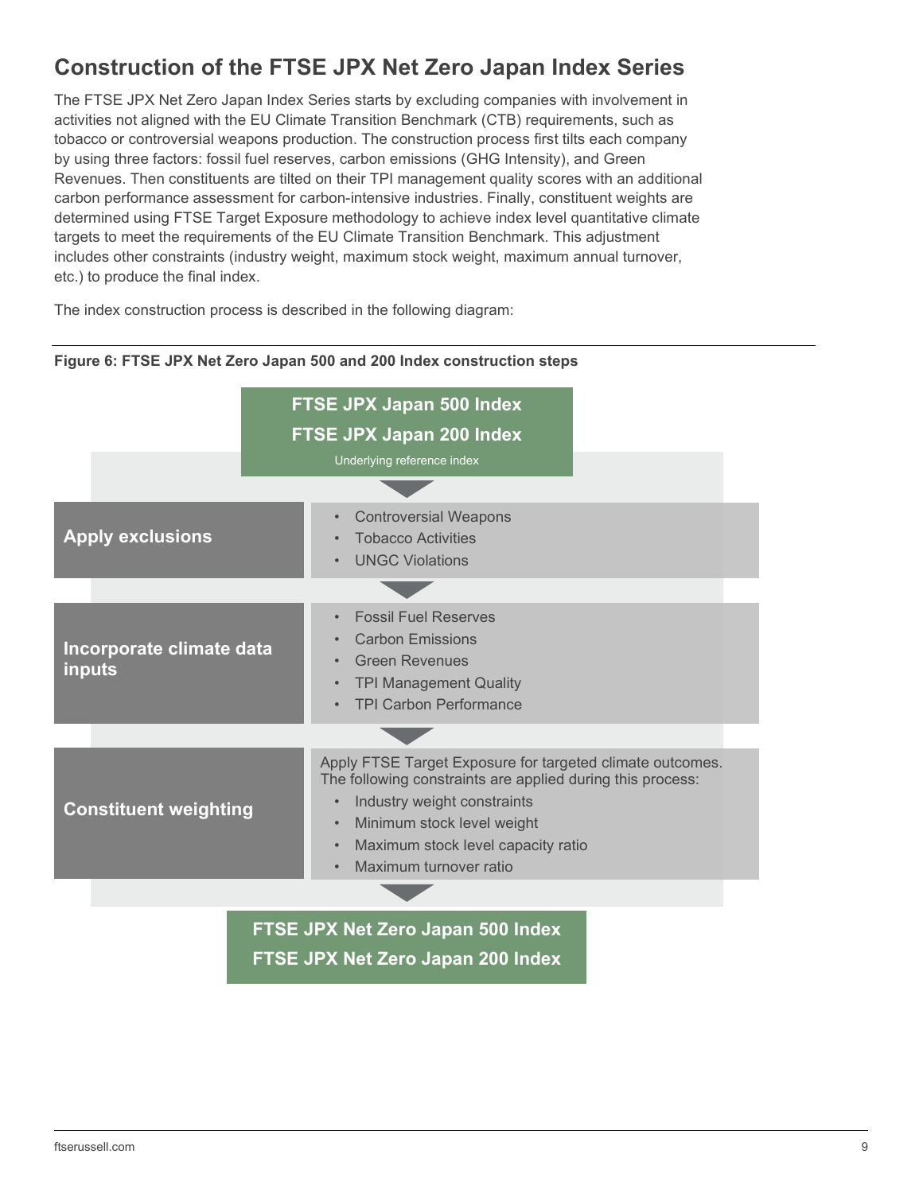## Construction of the FTSE JPX Net Zero Japan Index Series

The FTSE JPX Net Zero Japan Index Series starts by excluding companies with involvement in activities not aligned with the EU Climate Transition Benchmark (CTB) requirements, such as tobacco or controversial weapons production. The construction process first tilts each company by using three factors: fossil fuel reserves, carbon emissions (GHG Intensity), and Green Revenues. Then constituents are tilted on their TPI management quality scores with an additional carbon performance assessment for carbon-intensive industries. Finally, constituent weights are determined using FTSE Target Exposure methodology to achieve index level quantitative climate targets to meet the requirements of the EU Climate Transition Benchmark. This adjustment includes other constraints (industry weight, maximum stock weight, maximum annual turnover, etc.) to produce the final index.

The index construction process is described in the following diagram:

**Figure 6: FTSE JPX Net Zero Japan 500 and 200 Index construction steps**

**FTSE JPX Japan 500 Index**
**FTSE JPX Japan 200 Index**
Underlying reference index

↓

**Apply exclusions**

- Controversial Weapons
- Tobacco Activities
- UNGC Violations

↓

**Incorporate climate data inputs**

- Fossil Fuel Reserves
- Carbon Emissions
- Green Revenues
- TPI Management Quality
- TPI Carbon Performance

↓

**Constituent weighting**

Apply FTSE Target Exposure for targeted climate outcomes. The following constraints are applied during this process:

- Industry weight constraints
- Minimum stock level weight
- Maximum stock level capacity ratio
- Maximum turnover ratio

↓

**FTSE JPX Net Zero Japan 500 Index**
**FTSE JPX Net Zero Japan 200 Index**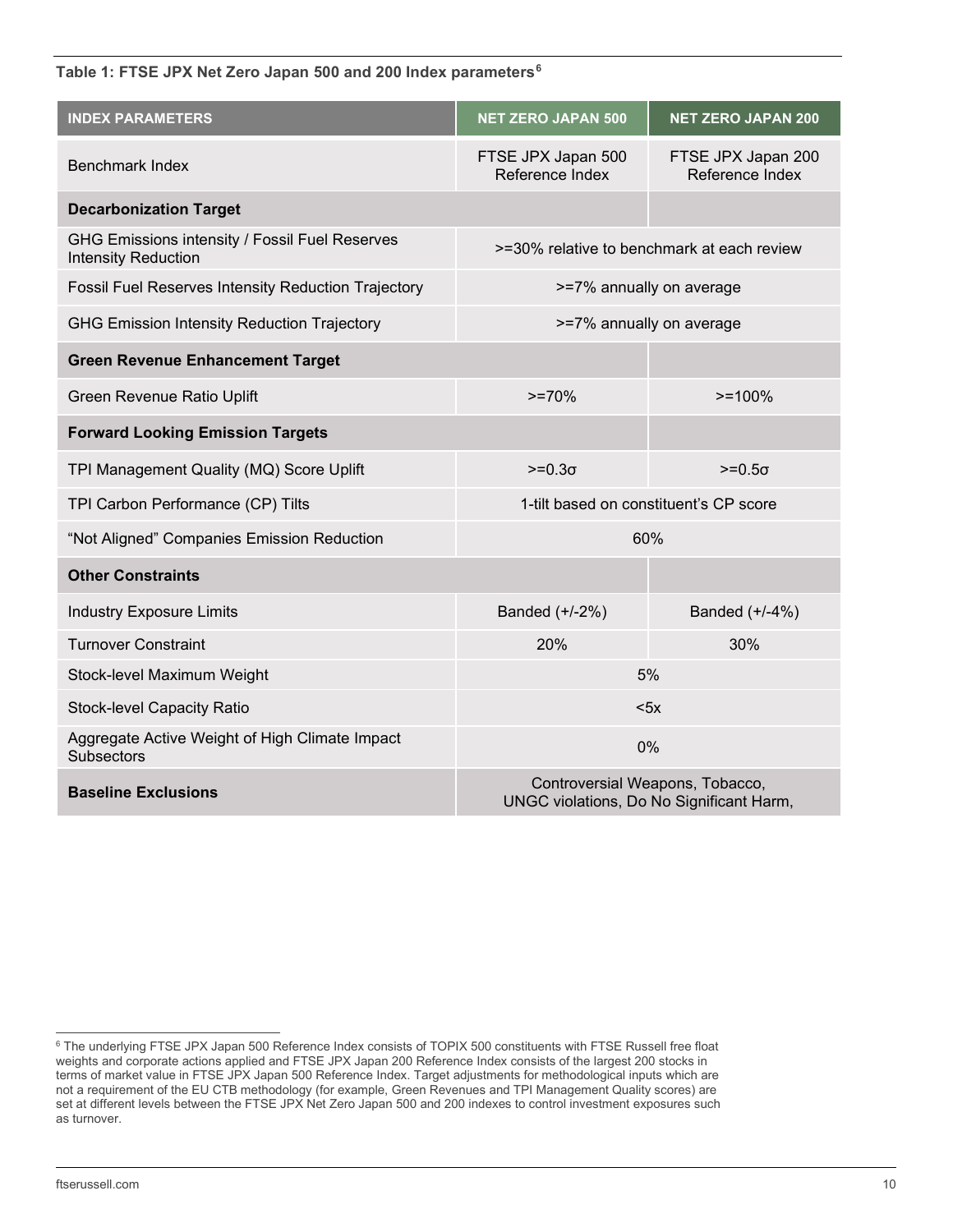**Table 1: FTSE JPX Net Zero Japan 500 and 200 Index parameters**[6]

| INDEX PARAMETERS | NET ZERO JAPAN 500 | NET ZERO JAPAN 200 |
|---|---|---|
| Benchmark Index | FTSE JPX Japan 500 Reference Index | FTSE JPX Japan 200 Reference Index |
| **Decarbonization Target** | | |
| GHG Emissions intensity / Fossil Fuel Reserves Intensity Reduction | >=30% relative to benchmark at each review | |
| Fossil Fuel Reserves Intensity Reduction Trajectory | >=7% annually on average | |
| GHG Emission Intensity Reduction Trajectory | >=7% annually on average | |
| **Green Revenue Enhancement Target** | | |
| Green Revenue Ratio Uplift | >=70% | >=100% |
| **Forward Looking Emission Targets** | | |
| TPI Management Quality (MQ) Score Uplift | >=0.3σ | >=0.5σ |
| TPI Carbon Performance (CP) Tilts | 1-tilt based on constituent's CP score | |
| "Not Aligned" Companies Emission Reduction | 60% | |
| **Other Constraints** | | |
| Industry Exposure Limits | Banded (+/-2%) | Banded (+/-4%) |
| Turnover Constraint | 20% | 30% |
| Stock-level Maximum Weight | 5% | |
| Stock-level Capacity Ratio | <5x | |
| Aggregate Active Weight of High Climate Impact Subsectors | 0% | |
| **Baseline Exclusions** | Controversial Weapons, Tobacco, UNGC violations, Do No Significant Harm, | |

[6] The underlying FTSE JPX Japan 500 Reference Index consists of TOPIX 500 constituents with FTSE Russell free float weights and corporate actions applied and FTSE JPX Japan 200 Reference Index consists of the largest 200 stocks in terms of market value in FTSE JPX Japan 500 Reference Index. Target adjustments for methodological inputs which are not a requirement of the EU CTB methodology (for example, Green Revenues and TPI Management Quality scores) are set at different levels between the FTSE JPX Net Zero Japan 500 and 200 indexes to control investment exposures such as turnover.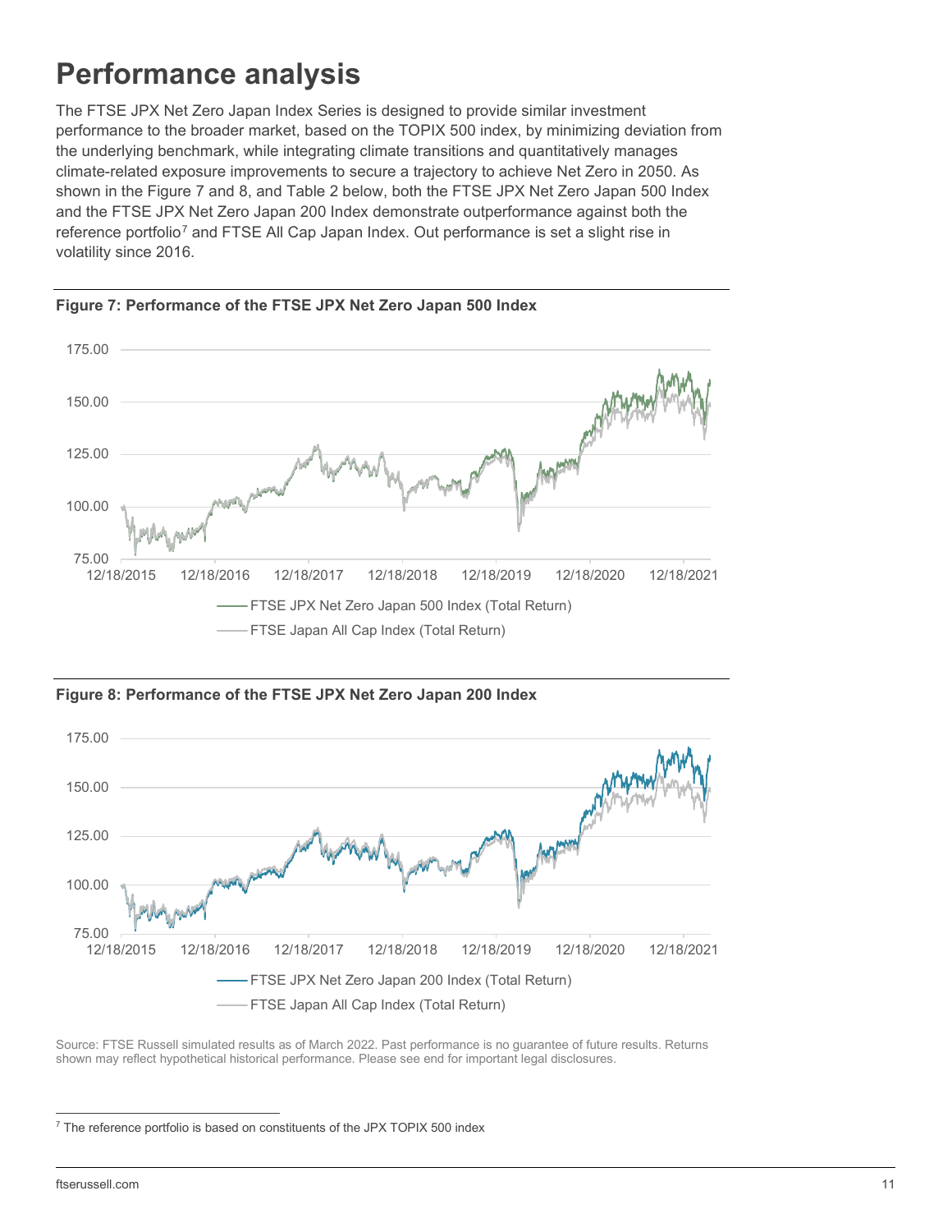# Performance analysis

The FTSE JPX Net Zero Japan Index Series is designed to provide similar investment performance to the broader market, based on the TOPIX 500 index, by minimizing deviation from the underlying benchmark, while integrating climate transitions and quantitatively manages climate-related exposure improvements to secure a trajectory to achieve Net Zero in 2050. As shown in the Figure 7 and 8, and Table 2 below, both the FTSE JPX Net Zero Japan 500 Index and the FTSE JPX Net Zero Japan 200 Index demonstrate outperformance against both the reference portfolio[7] and FTSE All Cap Japan Index. Out performance is set a slight rise in volatility since 2016.

**Figure 7: Performance of the FTSE JPX Net Zero Japan 500 Index**

FTSE JPX Net Zero Japan 500 Index (Total Return)
FTSE Japan All Cap Index (Total Return)

**Figure 8: Performance of the FTSE JPX Net Zero Japan 200 Index**

FTSE JPX Net Zero Japan 200 Index (Total Return)
FTSE Japan All Cap Index (Total Return)

Source: FTSE Russell simulated results as of March 2022. Past performance is no guarantee of future results. Returns shown may reflect hypothetical historical performance. Please see end for important legal disclosures.

[7] The reference portfolio is based on constituents of the JPX TOPIX 500 index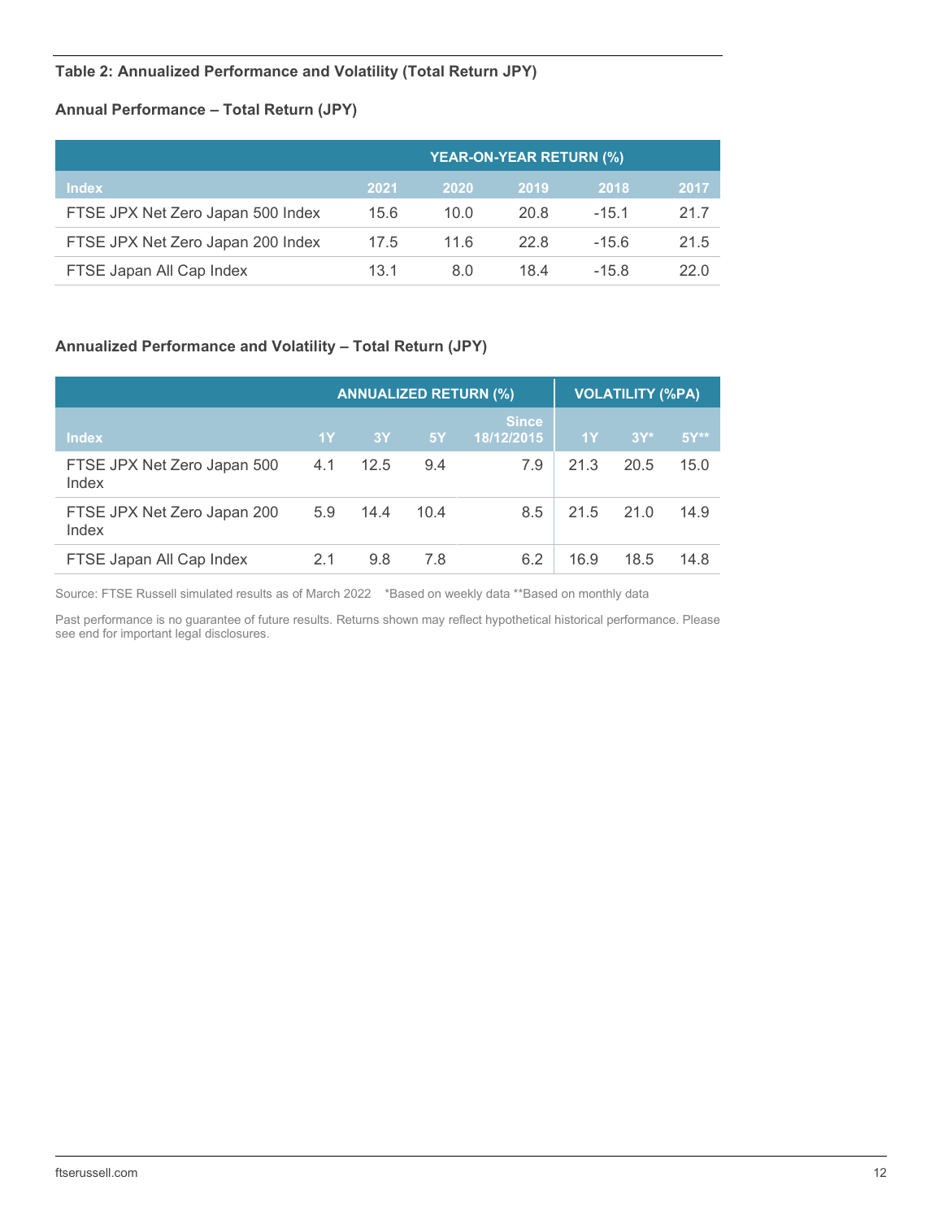**Table 2: Annualized Performance and Volatility (Total Return JPY)**

**Annual Performance – Total Return (JPY)**

| | YEAR-ON-YEAR RETURN (%) | | | | |
|---|---|---|---|---|---|
| Index | 2021 | 2020 | 2019 | 2018 | 2017 |
| FTSE JPX Net Zero Japan 500 Index | 15.6 | 10.0 | 20.8 | -15.1 | 21.7 |
| FTSE JPX Net Zero Japan 200 Index | 17.5 | 11.6 | 22.8 | -15.6 | 21.5 |
| FTSE Japan All Cap Index | 13.1 | 8.0 | 18.4 | -15.8 | 22.0 |

**Annualized Performance and Volatility – Total Return (JPY)**

| | ANNUALIZED RETURN (%) | | | | VOLATILITY (%PA) | | |
|---|---|---|---|---|---|---|---|
| Index | 1Y | 3Y | 5Y | Since 18/12/2015 | 1Y | 3Y* | 5Y** |
| FTSE JPX Net Zero Japan 500 Index | 4.1 | 12.5 | 9.4 | 7.9 | 21.3 | 20.5 | 15.0 |
| FTSE JPX Net Zero Japan 200 Index | 5.9 | 14.4 | 10.4 | 8.5 | 21.5 | 21.0 | 14.9 |
| FTSE Japan All Cap Index | 2.1 | 9.8 | 7.8 | 6.2 | 16.9 | 18.5 | 14.8 |

Source: FTSE Russell simulated results as of March 2022 *Based on weekly data **Based on monthly data

Past performance is no guarantee of future results. Returns shown may reflect hypothetical historical performance. Please see end for important legal disclosures.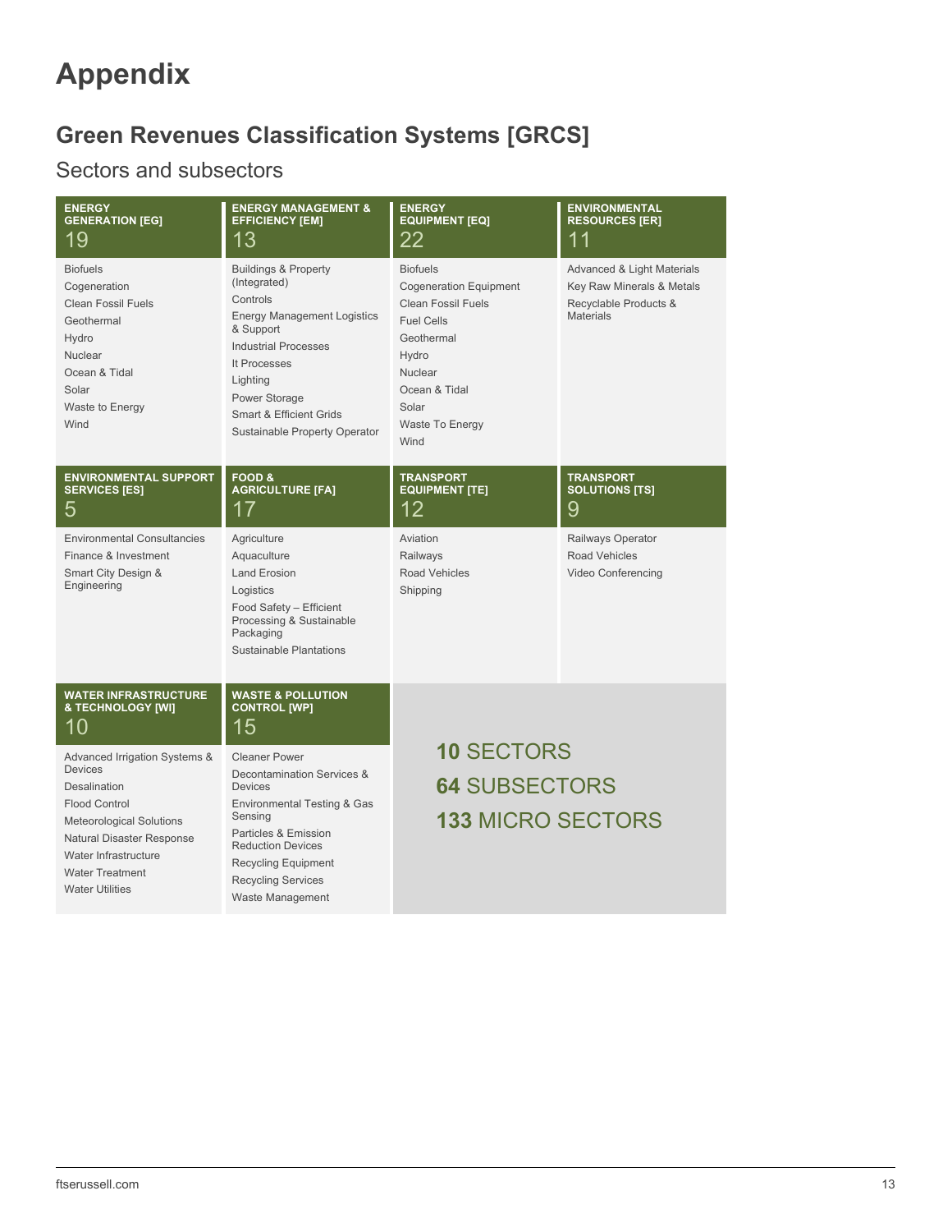# Appendix

## Green Revenues Classification Systems [GRCS]

### Sectors and subsectors

**ENERGY GENERATION [EG]**
19

- Biofuels
- Cogeneration
- Clean Fossil Fuels
- Geothermal
- Hydro
- Nuclear
- Ocean & Tidal
- Solar
- Waste to Energy
- Wind

**ENERGY MANAGEMENT & EFFICIENCY [EM]**
13

- Buildings & Property (Integrated)
- Controls
- Energy Management Logistics & Support
- Industrial Processes
- It Processes
- Lighting
- Power Storage
- Smart & Efficient Grids
- Sustainable Property Operator

**ENERGY EQUIPMENT [EQ]**
22

- Biofuels
- Cogeneration Equipment
- Clean Fossil Fuels
- Fuel Cells
- Geothermal
- Hydro
- Nuclear
- Ocean & Tidal
- Solar
- Waste To Energy
- Wind

**ENVIRONMENTAL RESOURCES [ER]**
11

- Advanced & Light Materials
- Key Raw Minerals & Metals
- Recyclable Products & Materials

**ENVIRONMENTAL SUPPORT SERVICES [ES]**
5

- Environmental Consultancies
- Finance & Investment
- Smart City Design & Engineering

**FOOD & AGRICULTURE [FA]**
17

- Agriculture
- Aquaculture
- Land Erosion
- Logistics
- Food Safety – Efficient Processing & Sustainable Packaging
- Sustainable Plantations

**TRANSPORT EQUIPMENT [TE]**
12

- Aviation
- Railways
- Road Vehicles
- Shipping

**TRANSPORT SOLUTIONS [TS]**
9

- Railways Operator
- Road Vehicles
- Video Conferencing

**WATER INFRASTRUCTURE & TECHNOLOGY [WI]**
10

- Advanced Irrigation Systems & Devices
- Desalination
- Flood Control
- Meteorological Solutions
- Natural Disaster Response
- Water Infrastructure
- Water Treatment
- Water Utilities

**WASTE & POLLUTION CONTROL [WP]**
15

- Cleaner Power
- Decontamination Services & Devices
- Environmental Testing & Gas Sensing
- Particles & Emission Reduction Devices
- Recycling Equipment
- Recycling Services
- Waste Management

**10** SECTORS
**64** SUBSECTORS
**133** MICRO SECTORS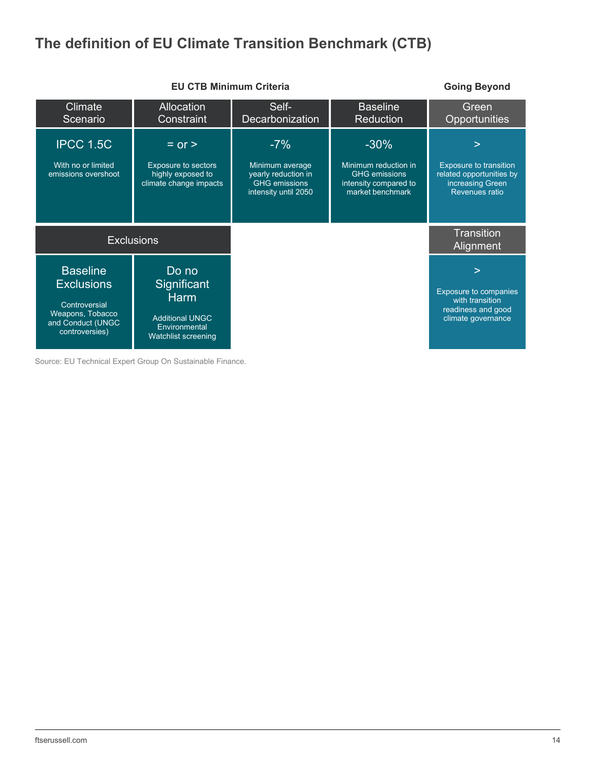## The definition of EU Climate Transition Benchmark (CTB)

| EU CTB Minimum Criteria | | | | Going Beyond |
|---|---|---|---|---|
| **Climate Scenario** | **Allocation Constraint** | **Self-Decarbonization** | **Baseline Reduction** | **Green Opportunities** |
| IPCC 1.5C<br>With no or limited emissions overshoot | = or ><br>Exposure to sectors highly exposed to climate change impacts | -7%<br>Minimum average yearly reduction in GHG emissions intensity until 2050 | -30%<br>Minimum reduction in GHG emissions intensity compared to market benchmark | ><br>Exposure to transition related opportunities by increasing Green Revenues ratio |
| **Exclusions** | | | | **Transition Alignment** |
| Baseline Exclusions<br>Controversial Weapons, Tobacco and Conduct (UNGC controversies) | Do no Significant Harm<br>Additional UNGC Environmental Watchlist screening | | | ><br>Exposure to companies with transition readiness and good climate governance |

Source: EU Technical Expert Group On Sustainable Finance.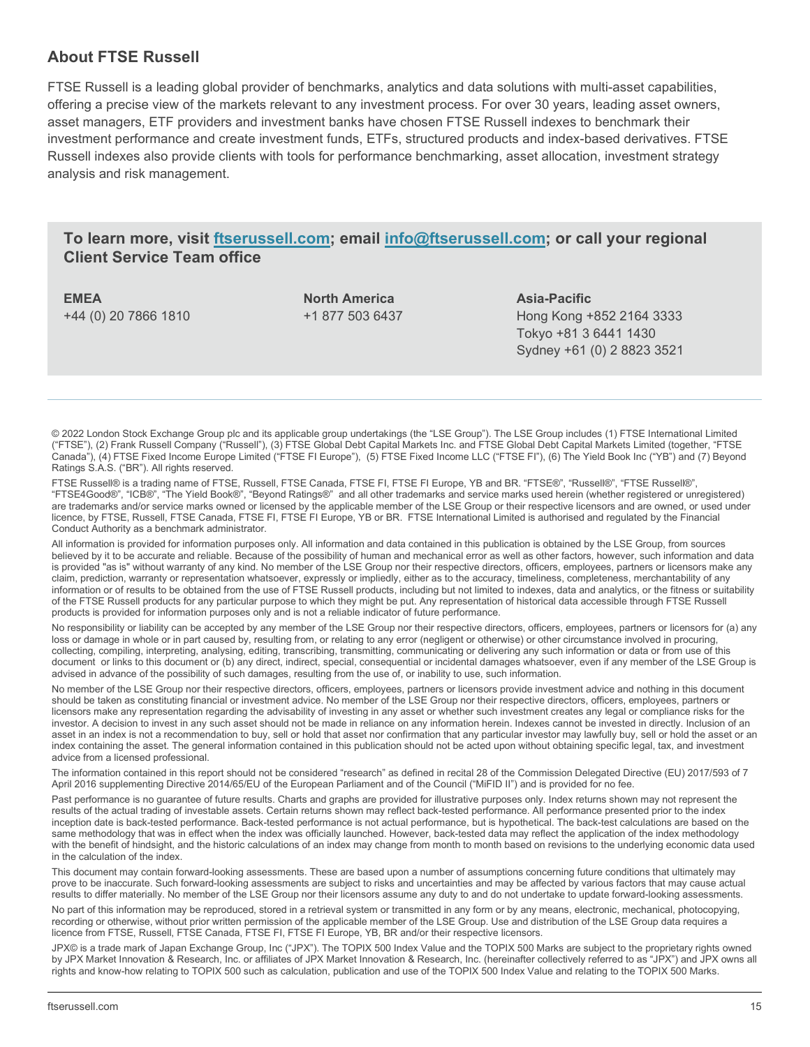## About FTSE Russell

FTSE Russell is a leading global provider of benchmarks, analytics and data solutions with multi-asset capabilities, offering a precise view of the markets relevant to any investment process. For over 30 years, leading asset owners, asset managers, ETF providers and investment banks have chosen FTSE Russell indexes to benchmark their investment performance and create investment funds, ETFs, structured products and index-based derivatives. FTSE Russell indexes also provide clients with tools for performance benchmarking, asset allocation, investment strategy analysis and risk management.

**To learn more, visit [ftserussell.com](https://www.ftserussell.com); email [info@ftserussell.com](mailto:info@ftserussell.com); or call your regional Client Service Team office**

**EMEA**
+44 (0) 20 7866 1810

**North America**
+1 877 503 6437

**Asia-Pacific**
Hong Kong +852 2164 3333
Tokyo +81 3 6441 1430
Sydney +61 (0) 2 8823 3521

© 2022 London Stock Exchange Group plc and its applicable group undertakings (the "LSE Group"). The LSE Group includes (1) FTSE International Limited ("FTSE"), (2) Frank Russell Company ("Russell"), (3) FTSE Global Debt Capital Markets Inc. and FTSE Global Debt Capital Markets Limited (together, "FTSE Canada"), (4) FTSE Fixed Income Europe Limited ("FTSE FI Europe"), (5) FTSE Fixed Income LLC ("FTSE FI"), (6) The Yield Book Inc ("YB") and (7) Beyond Ratings S.A.S. ("BR"). All rights reserved.

FTSE Russell® is a trading name of FTSE, Russell, FTSE Canada, FTSE FI, FTSE FI Europe, YB and BR. "FTSE®", "Russell®", "FTSE Russell®", "FTSE4Good®", "ICB®", "The Yield Book®", "Beyond Ratings®" and all other trademarks and service marks used herein (whether registered or unregistered) are trademarks and/or service marks owned or licensed by the applicable member of the LSE Group or their respective licensors and are owned, or used under licence, by FTSE, Russell, FTSE Canada, FTSE FI, FTSE FI Europe, YB or BR. FTSE International Limited is authorised and regulated by the Financial Conduct Authority as a benchmark administrator.

All information is provided for information purposes only. All information and data contained in this publication is obtained by the LSE Group, from sources believed by it to be accurate and reliable. Because of the possibility of human and mechanical error as well as other factors, however, such information and data is provided "as is" without warranty of any kind. No member of the LSE Group nor their respective directors, officers, employees, partners or licensors make any claim, prediction, warranty or representation whatsoever, expressly or impliedly, either as to the accuracy, timeliness, completeness, merchantability of any information or of results to be obtained from the use of FTSE Russell products, including but not limited to indexes, data and analytics, or the fitness or suitability of the FTSE Russell products for any particular purpose to which they might be put. Any representation of historical data accessible through FTSE Russell products is provided for information purposes only and is not a reliable indicator of future performance.

No responsibility or liability can be accepted by any member of the LSE Group nor their respective directors, officers, employees, partners or licensors for (a) any loss or damage in whole or in part caused by, resulting from, or relating to any error (negligent or otherwise) or other circumstance involved in procuring, collecting, compiling, interpreting, analysing, editing, transcribing, transmitting, communicating or delivering any such information or data or from use of this document or links to this document or (b) any direct, indirect, special, consequential or incidental damages whatsoever, even if any member of the LSE Group is advised in advance of the possibility of such damages, resulting from the use of, or inability to use, such information.

No member of the LSE Group nor their respective directors, officers, employees, partners or licensors provide investment advice and nothing in this document should be taken as constituting financial or investment advice. No member of the LSE Group nor their respective directors, officers, employees, partners or licensors make any representation regarding the advisability of investing in any asset or whether such investment creates any legal or compliance risks for the investor. A decision to invest in any such asset should not be made in reliance on any information herein. Indexes cannot be invested in directly. Inclusion of an asset in an index is not a recommendation to buy, sell or hold that asset nor confirmation that any particular investor may lawfully buy, sell or hold the asset or an index containing the asset. The general information contained in this publication should not be acted upon without obtaining specific legal, tax, and investment advice from a licensed professional.

The information contained in this report should not be considered "research" as defined in recital 28 of the Commission Delegated Directive (EU) 2017/593 of 7 April 2016 supplementing Directive 2014/65/EU of the European Parliament and of the Council ("MiFID II") and is provided for no fee.

Past performance is no guarantee of future results. Charts and graphs are provided for illustrative purposes only. Index returns shown may not represent the results of the actual trading of investable assets. Certain returns shown may reflect back-tested performance. All performance presented prior to the index inception date is back-tested performance. Back-tested performance is not actual performance, but is hypothetical. The back-test calculations are based on the same methodology that was in effect when the index was officially launched. However, back-tested data may reflect the application of the index methodology with the benefit of hindsight, and the historic calculations of an index may change from month to month based on revisions to the underlying economic data used in the calculation of the index.

This document may contain forward-looking assessments. These are based upon a number of assumptions concerning future conditions that ultimately may prove to be inaccurate. Such forward-looking assessments are subject to risks and uncertainties and may be affected by various factors that may cause actual results to differ materially. No member of the LSE Group nor their licensors assume any duty to and do not undertake to update forward-looking assessments.

No part of this information may be reproduced, stored in a retrieval system or transmitted in any form or by any means, electronic, mechanical, photocopying, recording or otherwise, without prior written permission of the applicable member of the LSE Group. Use and distribution of the LSE Group data requires a licence from FTSE, Russell, FTSE Canada, FTSE FI, FTSE FI Europe, YB, BR and/or their respective licensors.

JPX© is a trade mark of Japan Exchange Group, Inc ("JPX"). The TOPIX 500 Index Value and the TOPIX 500 Marks are subject to the proprietary rights owned by JPX Market Innovation & Research, Inc. or affiliates of JPX Market Innovation & Research, Inc. (hereinafter collectively referred to as "JPX") and JPX owns all rights and know-how relating to TOPIX 500 such as calculation, publication and use of the TOPIX 500 Index Value and relating to the TOPIX 500 Marks.